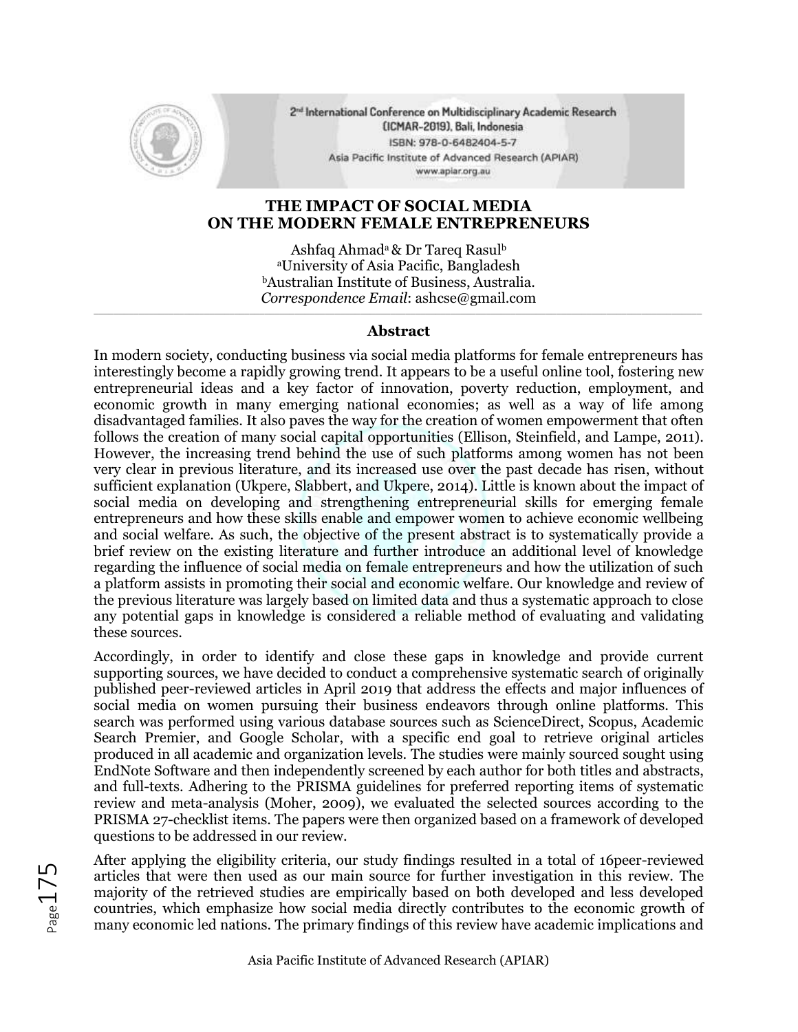# THE IMPACT OF SOCIAL MEDIA ON THE MODERN FEMALE ENTREPRENEURS

Ashfaq Ahmad[a] & Dr Tareq Rasul[b]

[a]University of Asia Pacific, Bangladesh

[b]Australian Institute of Business, Australia.

*Correspondence Email*: ashcse@gmail.com

## Abstract

In modern society, conducting business via social media platforms for female entrepreneurs has interestingly become a rapidly growing trend. It appears to be a useful online tool, fostering new entrepreneurial ideas and a key factor of innovation, poverty reduction, employment, and economic growth in many emerging national economies; as well as a way of life among disadvantaged families. It also paves the way for the creation of women empowerment that often follows the creation of many social capital opportunities (Ellison, Steinfield, and Lampe, 2011). However, the increasing trend behind the use of such platforms among women has not been very clear in previous literature, and its increased use over the past decade has risen, without sufficient explanation (Ukpere, Slabbert, and Ukpere, 2014). Little is known about the impact of social media on developing and strengthening entrepreneurial skills for emerging female entrepreneurs and how these skills enable and empower women to achieve economic wellbeing and social welfare. As such, the objective of the present abstract is to systematically provide a brief review on the existing literature and further introduce an additional level of knowledge regarding the influence of social media on female entrepreneurs and how the utilization of such a platform assists in promoting their social and economic welfare. Our knowledge and review of the previous literature was largely based on limited data and thus a systematic approach to close any potential gaps in knowledge is considered a reliable method of evaluating and validating these sources.

Accordingly, in order to identify and close these gaps in knowledge and provide current supporting sources, we have decided to conduct a comprehensive systematic search of originally published peer-reviewed articles in April 2019 that address the effects and major influences of social media on women pursuing their business endeavors through online platforms. This search was performed using various database sources such as ScienceDirect, Scopus, Academic Search Premier, and Google Scholar, with a specific end goal to retrieve original articles produced in all academic and organization levels. The studies were mainly sourced sought using EndNote Software and then independently screened by each author for both titles and abstracts, and full-texts. Adhering to the PRISMA guidelines for preferred reporting items of systematic review and meta-analysis (Moher, 2009), we evaluated the selected sources according to the PRISMA 27-checklist items. The papers were then organized based on a framework of developed questions to be addressed in our review.

After applying the eligibility criteria, our study findings resulted in a total of 16peer-reviewed articles that were then used as our main source for further investigation in this review. The majority of the retrieved studies are empirically based on both developed and less developed countries, which emphasize how social media directly contributes to the economic growth of many economic led nations. The primary findings of this review have academic implications and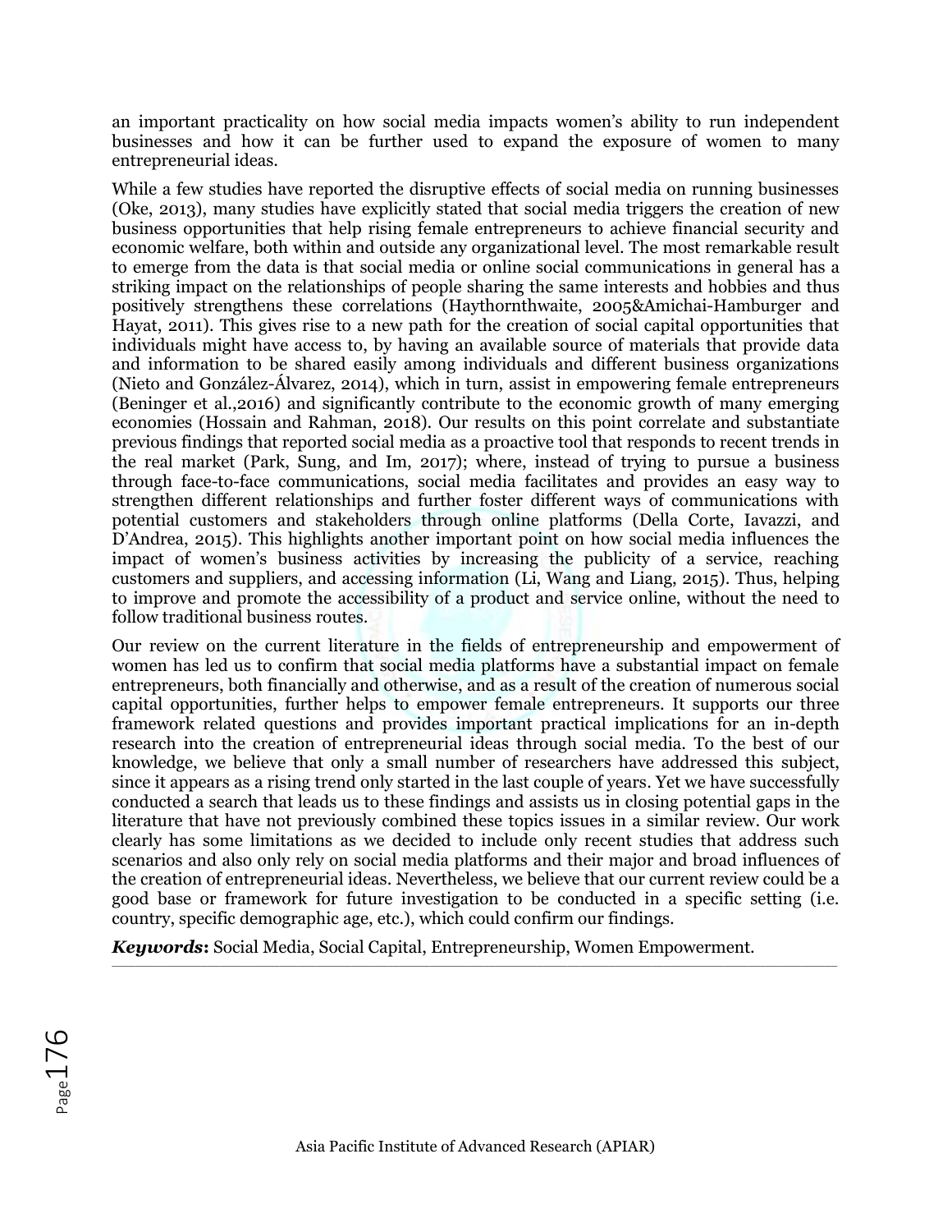an important practicality on how social media impacts women's ability to run independent businesses and how it can be further used to expand the exposure of women to many entrepreneurial ideas.

While a few studies have reported the disruptive effects of social media on running businesses (Oke, 2013), many studies have explicitly stated that social media triggers the creation of new business opportunities that help rising female entrepreneurs to achieve financial security and economic welfare, both within and outside any organizational level. The most remarkable result to emerge from the data is that social media or online social communications in general has a striking impact on the relationships of people sharing the same interests and hobbies and thus positively strengthens these correlations (Haythornthwaite, 2005&Amichai-Hamburger and Hayat, 2011). This gives rise to a new path for the creation of social capital opportunities that individuals might have access to, by having an available source of materials that provide data and information to be shared easily among individuals and different business organizations (Nieto and González-Álvarez, 2014), which in turn, assist in empowering female entrepreneurs (Beninger et al.,2016) and significantly contribute to the economic growth of many emerging economies (Hossain and Rahman, 2018). Our results on this point correlate and substantiate previous findings that reported social media as a proactive tool that responds to recent trends in the real market (Park, Sung, and Im, 2017); where, instead of trying to pursue a business through face-to-face communications, social media facilitates and provides an easy way to strengthen different relationships and further foster different ways of communications with potential customers and stakeholders through online platforms (Della Corte, Iavazzi, and D'Andrea, 2015). This highlights another important point on how social media influences the impact of women's business activities by increasing the publicity of a service, reaching customers and suppliers, and accessing information (Li, Wang and Liang, 2015). Thus, helping to improve and promote the accessibility of a product and service online, without the need to follow traditional business routes.

Our review on the current literature in the fields of entrepreneurship and empowerment of women has led us to confirm that social media platforms have a substantial impact on female entrepreneurs, both financially and otherwise, and as a result of the creation of numerous social capital opportunities, further helps to empower female entrepreneurs. It supports our three framework related questions and provides important practical implications for an in-depth research into the creation of entrepreneurial ideas through social media. To the best of our knowledge, we believe that only a small number of researchers have addressed this subject, since it appears as a rising trend only started in the last couple of years. Yet we have successfully conducted a search that leads us to these findings and assists us in closing potential gaps in the literature that have not previously combined these topics issues in a similar review. Our work clearly has some limitations as we decided to include only recent studies that address such scenarios and also only rely on social media platforms and their major and broad influences of the creation of entrepreneurial ideas. Nevertheless, we believe that our current review could be a good base or framework for future investigation to be conducted in a specific setting (i.e. country, specific demographic age, etc.), which could confirm our findings.

***Keywords*:** Social Media, Social Capital, Entrepreneurship, Women Empowerment.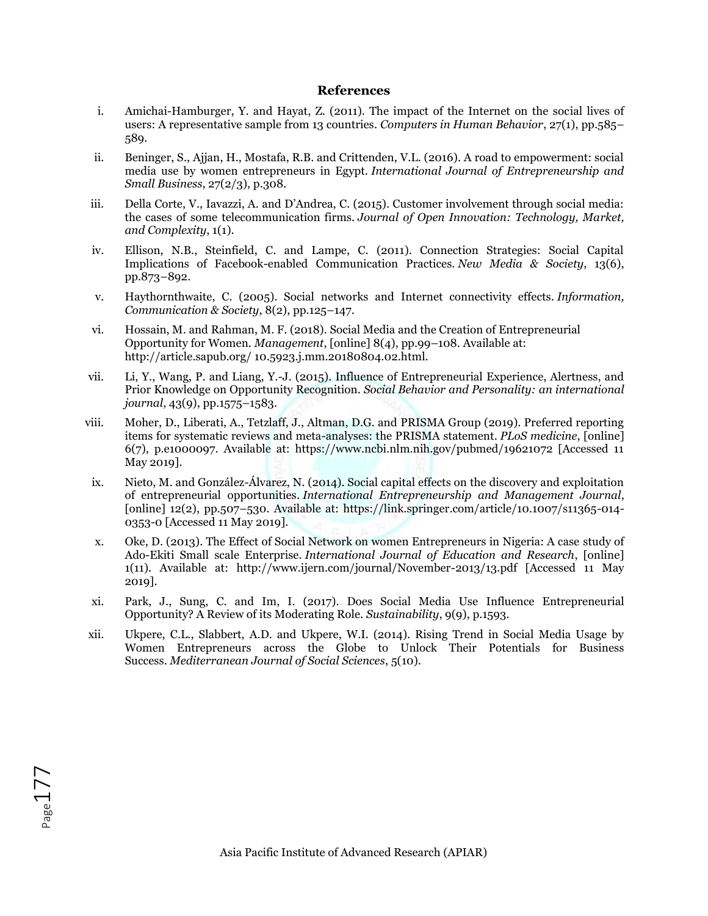## References

i. Amichai-Hamburger, Y. and Hayat, Z. (2011). The impact of the Internet on the social lives of users: A representative sample from 13 countries. *Computers in Human Behavior*, 27(1), pp.585–589.

ii. Beninger, S., Ajjan, H., Mostafa, R.B. and Crittenden, V.L. (2016). A road to empowerment: social media use by women entrepreneurs in Egypt. *International Journal of Entrepreneurship and Small Business*, 27(2/3), p.308.

iii. Della Corte, V., Iavazzi, A. and D'Andrea, C. (2015). Customer involvement through social media: the cases of some telecommunication firms. *Journal of Open Innovation: Technology, Market, and Complexity*, 1(1).

iv. Ellison, N.B., Steinfield, C. and Lampe, C. (2011). Connection Strategies: Social Capital Implications of Facebook-enabled Communication Practices. *New Media & Society*, 13(6), pp.873–892.

v. Haythornthwaite, C. (2005). Social networks and Internet connectivity effects. *Information, Communication & Society*, 8(2), pp.125–147.

vi. Hossain, M. and Rahman, M. F. (2018). Social Media and the Creation of Entrepreneurial Opportunity for Women. *Management*, [online] 8(4), pp.99–108. Available at: http://article.sapub.org/ 10.5923.j.mm.20180804.02.html.

vii. Li, Y., Wang, P. and Liang, Y.-J. (2015). Influence of Entrepreneurial Experience, Alertness, and Prior Knowledge on Opportunity Recognition. *Social Behavior and Personality: an international journal*, 43(9), pp.1575–1583.

viii. Moher, D., Liberati, A., Tetzlaff, J., Altman, D.G. and PRISMA Group (2019). Preferred reporting items for systematic reviews and meta-analyses: the PRISMA statement. *PLoS medicine*, [online] 6(7), p.e1000097. Available at: https://www.ncbi.nlm.nih.gov/pubmed/19621072 [Accessed 11 May 2019].

ix. Nieto, M. and González-Álvarez, N. (2014). Social capital effects on the discovery and exploitation of entrepreneurial opportunities. *International Entrepreneurship and Management Journal*, [online] 12(2), pp.507–530. Available at: https://link.springer.com/article/10.1007/s11365-014-0353-0 [Accessed 11 May 2019].

x. Oke, D. (2013). The Effect of Social Network on women Entrepreneurs in Nigeria: A case study of Ado-Ekiti Small scale Enterprise. *International Journal of Education and Research*, [online] 1(11). Available at: http://www.ijern.com/journal/November-2013/13.pdf [Accessed 11 May 2019].

xi. Park, J., Sung, C. and Im, I. (2017). Does Social Media Use Influence Entrepreneurial Opportunity? A Review of its Moderating Role. *Sustainability*, 9(9), p.1593.

xii. Ukpere, C.L., Slabbert, A.D. and Ukpere, W.I. (2014). Rising Trend in Social Media Usage by Women Entrepreneurs across the Globe to Unlock Their Potentials for Business Success. *Mediterranean Journal of Social Sciences*, 5(10).